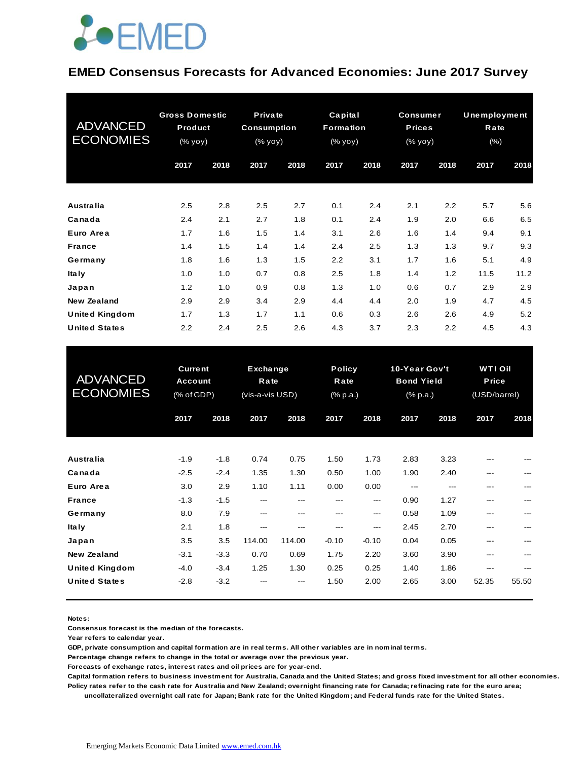EMED

# EMED Consensus Forecasts for Advanced Economies: June 2017 Survey

| ADVANCED ECONOMIES | Gross Domestic Product (% yoy) | | Private Consumption (% yoy) | | Capital Formation (% yoy) | | Consumer Prices (% yoy) | | Unemployment Rate (%) | |
|---|---|---|---|---|---|---|---|---|---|---|
| | 2017 | 2018 | 2017 | 2018 | 2017 | 2018 | 2017 | 2018 | 2017 | 2018 |
| Australia | 2.5 | 2.8 | 2.5 | 2.7 | 0.1 | 2.4 | 2.1 | 2.2 | 5.7 | 5.6 |
| Canada | 2.4 | 2.1 | 2.7 | 1.8 | 0.1 | 2.4 | 1.9 | 2.0 | 6.6 | 6.5 |
| Euro Area | 1.7 | 1.6 | 1.5 | 1.4 | 3.1 | 2.6 | 1.6 | 1.4 | 9.4 | 9.1 |
| France | 1.4 | 1.5 | 1.4 | 1.4 | 2.4 | 2.5 | 1.3 | 1.3 | 9.7 | 9.3 |
| Germany | 1.8 | 1.6 | 1.3 | 1.5 | 2.2 | 3.1 | 1.7 | 1.6 | 5.1 | 4.9 |
| Italy | 1.0 | 1.0 | 0.7 | 0.8 | 2.5 | 1.8 | 1.4 | 1.2 | 11.5 | 11.2 |
| Japan | 1.2 | 1.0 | 0.9 | 0.8 | 1.3 | 1.0 | 0.6 | 0.7 | 2.9 | 2.9 |
| New Zealand | 2.9 | 2.9 | 3.4 | 2.9 | 4.4 | 4.4 | 2.0 | 1.9 | 4.7 | 4.5 |
| United Kingdom | 1.7 | 1.3 | 1.7 | 1.1 | 0.6 | 0.3 | 2.6 | 2.6 | 4.9 | 5.2 |
| United States | 2.2 | 2.4 | 2.5 | 2.6 | 4.3 | 3.7 | 2.3 | 2.2 | 4.5 | 4.3 |

| ADVANCED ECONOMIES | Current Account (% of GDP) | | Exchange Rate (vis-a-vis USD) | | Policy Rate (% p.a.) | | 10-Year Gov't Bond Yield (% p.a.) | | WTI Oil Price (USD/barrel) | |
|---|---|---|---|---|---|---|---|---|---|---|
| | 2017 | 2018 | 2017 | 2018 | 2017 | 2018 | 2017 | 2018 | 2017 | 2018 |
| Australia | -1.9 | -1.8 | 0.74 | 0.75 | 1.50 | 1.73 | 2.83 | 3.23 | --- | --- |
| Canada | -2.5 | -2.4 | 1.35 | 1.30 | 0.50 | 1.00 | 1.90 | 2.40 | --- | --- |
| Euro Area | 3.0 | 2.9 | 1.10 | 1.11 | 0.00 | 0.00 | --- | --- | --- | --- |
| France | -1.3 | -1.5 | --- | --- | --- | --- | 0.90 | 1.27 | --- | --- |
| Germany | 8.0 | 7.9 | --- | --- | --- | --- | 0.58 | 1.09 | --- | --- |
| Italy | 2.1 | 1.8 | --- | --- | --- | --- | 2.45 | 2.70 | --- | --- |
| Japan | 3.5 | 3.5 | 114.00 | 114.00 | -0.10 | -0.10 | 0.04 | 0.05 | --- | --- |
| New Zealand | -3.1 | -3.3 | 0.70 | 0.69 | 1.75 | 2.20 | 3.60 | 3.90 | --- | --- |
| United Kingdom | -4.0 | -3.4 | 1.25 | 1.30 | 0.25 | 0.25 | 1.40 | 1.86 | --- | --- |
| United States | -2.8 | -3.2 | --- | --- | 1.50 | 2.00 | 2.65 | 3.00 | 52.35 | 55.50 |

**Notes:**

**Consensus forecast is the median of the forecasts.**

**Year refers to calendar year.**

**GDP, private consumption and capital formation are in real terms. All other variables are in nominal terms.**

**Percentage change refers to change in the total or average over the previous year.**

**Forecasts of exchange rates, interest rates and oil prices are for year-end.**

**Capital formation refers to business investment for Australia, Canada and the United States; and gross fixed investment for all other economies.**

**Policy rates refer to the cash rate for Australia and New Zealand; overnight financing rate for Canada; refinacing rate for the euro area; uncollateralized overnight call rate for Japan; Bank rate for the United Kingdom; and Federal funds rate for the United States.**

Emerging Markets Economic Data Limited www.emed.com.hk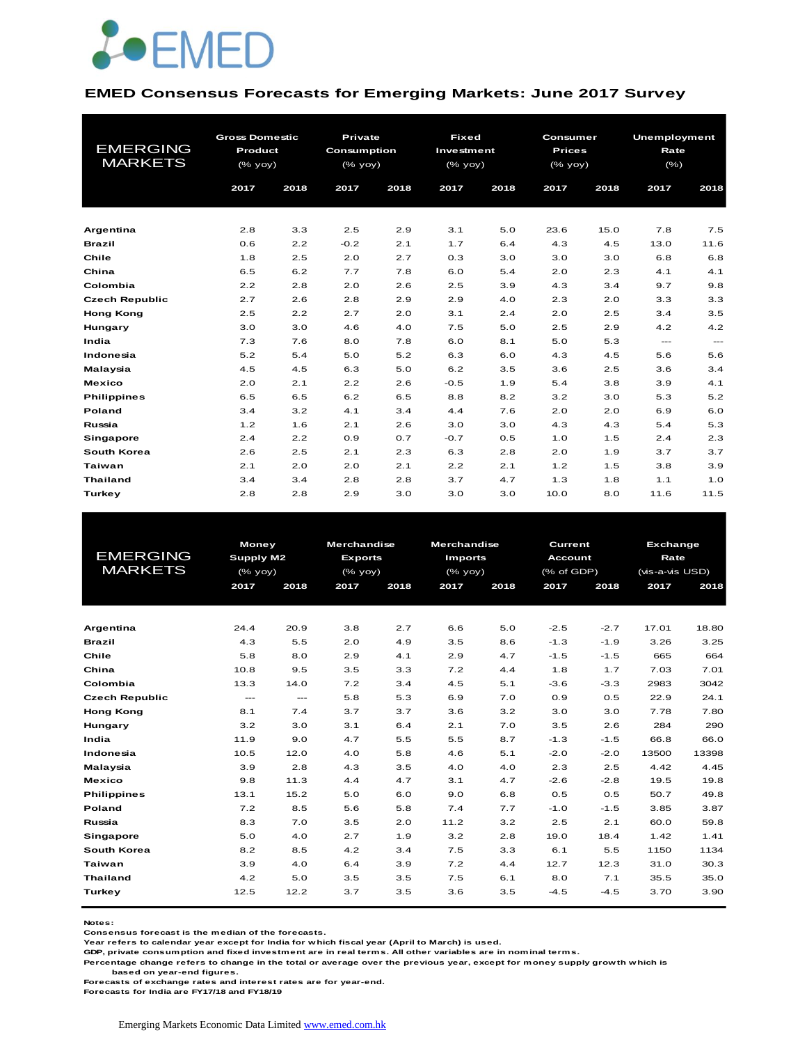EMED

## EMED Consensus Forecasts for Emerging Markets: June 2017 Survey

| EMERGING MARKETS | Gross Domestic Product (% yoy) | | Private Consumption (% yoy) | | Fixed Investment (% yoy) | | Consumer Prices (% yoy) | | Unemployment Rate (%) | |
|---|---|---|---|---|---|---|---|---|---|---|
| | 2017 | 2018 | 2017 | 2018 | 2017 | 2018 | 2017 | 2018 | 2017 | 2018 |
| **Argentina** | 2.8 | 3.3 | 2.5 | 2.9 | 3.1 | 5.0 | 23.6 | 15.0 | 7.8 | 7.5 |
| **Brazil** | 0.6 | 2.2 | -0.2 | 2.1 | 1.7 | 6.4 | 4.3 | 4.5 | 13.0 | 11.6 |
| **Chile** | 1.8 | 2.5 | 2.0 | 2.7 | 0.3 | 3.0 | 3.0 | 3.0 | 6.8 | 6.8 |
| **China** | 6.5 | 6.2 | 7.7 | 7.8 | 6.0 | 5.4 | 2.0 | 2.3 | 4.1 | 4.1 |
| **Colombia** | 2.2 | 2.8 | 2.0 | 2.6 | 2.5 | 3.9 | 4.3 | 3.4 | 9.7 | 9.8 |
| **Czech Republic** | 2.7 | 2.6 | 2.8 | 2.9 | 2.9 | 4.0 | 2.3 | 2.0 | 3.3 | 3.3 |
| **Hong Kong** | 2.5 | 2.2 | 2.7 | 2.0 | 3.1 | 2.4 | 2.0 | 2.5 | 3.4 | 3.5 |
| **Hungary** | 3.0 | 3.0 | 4.6 | 4.0 | 7.5 | 5.0 | 2.5 | 2.9 | 4.2 | 4.2 |
| **India** | 7.3 | 7.6 | 8.0 | 7.8 | 6.0 | 8.1 | 5.0 | 5.3 | --- | --- |
| **Indonesia** | 5.2 | 5.4 | 5.0 | 5.2 | 6.3 | 6.0 | 4.3 | 4.5 | 5.6 | 5.6 |
| **Malaysia** | 4.5 | 4.5 | 6.3 | 5.0 | 6.2 | 3.5 | 3.6 | 2.5 | 3.6 | 3.4 |
| **Mexico** | 2.0 | 2.1 | 2.2 | 2.6 | -0.5 | 1.9 | 5.4 | 3.8 | 3.9 | 4.1 |
| **Philippines** | 6.5 | 6.5 | 6.2 | 6.5 | 8.8 | 8.2 | 3.2 | 3.0 | 5.3 | 5.2 |
| **Poland** | 3.4 | 3.2 | 4.1 | 3.4 | 4.4 | 7.6 | 2.0 | 2.0 | 6.9 | 6.0 |
| **Russia** | 1.2 | 1.6 | 2.1 | 2.6 | 3.0 | 3.0 | 4.3 | 4.3 | 5.4 | 5.3 |
| **Singapore** | 2.4 | 2.2 | 0.9 | 0.7 | -0.7 | 0.5 | 1.0 | 1.5 | 2.4 | 2.3 |
| **South Korea** | 2.6 | 2.5 | 2.1 | 2.3 | 6.3 | 2.8 | 2.0 | 1.9 | 3.7 | 3.7 |
| **Taiwan** | 2.1 | 2.0 | 2.0 | 2.1 | 2.2 | 2.1 | 1.2 | 1.5 | 3.8 | 3.9 |
| **Thailand** | 3.4 | 3.4 | 2.8 | 2.8 | 3.7 | 4.7 | 1.3 | 1.8 | 1.1 | 1.0 |
| **Turkey** | 2.8 | 2.8 | 2.9 | 3.0 | 3.0 | 3.0 | 10.0 | 8.0 | 11.6 | 11.5 |

| EMERGING MARKETS | Money Supply M2 (% yoy) | | Merchandise Exports (% yoy) | | Merchandise Imports (% yoy) | | Current Account (% of GDP) | | Exchange Rate (vis-a-vis USD) | |
|---|---|---|---|---|---|---|---|---|---|---|
| | 2017 | 2018 | 2017 | 2018 | 2017 | 2018 | 2017 | 2018 | 2017 | 2018 |
| **Argentina** | 24.4 | 20.9 | 3.8 | 2.7 | 6.6 | 5.0 | -2.5 | -2.7 | 17.01 | 18.80 |
| **Brazil** | 4.3 | 5.5 | 2.0 | 4.9 | 3.5 | 8.6 | -1.3 | -1.9 | 3.26 | 3.25 |
| **Chile** | 5.8 | 8.0 | 2.9 | 4.1 | 2.9 | 4.7 | -1.5 | -1.5 | 665 | 664 |
| **China** | 10.8 | 9.5 | 3.5 | 3.3 | 7.2 | 4.4 | 1.8 | 1.7 | 7.03 | 7.01 |
| **Colombia** | 13.3 | 14.0 | 7.2 | 3.4 | 4.5 | 5.1 | -3.6 | -3.3 | 2983 | 3042 |
| **Czech Republic** | --- | --- | 5.8 | 5.3 | 6.9 | 7.0 | 0.9 | 0.5 | 22.9 | 24.1 |
| **Hong Kong** | 8.1 | 7.4 | 3.7 | 3.7 | 3.6 | 3.2 | 3.0 | 3.0 | 7.78 | 7.80 |
| **Hungary** | 3.2 | 3.0 | 3.1 | 6.4 | 2.1 | 7.0 | 3.5 | 2.6 | 284 | 290 |
| **India** | 11.9 | 9.0 | 4.7 | 5.5 | 5.5 | 8.7 | -1.3 | -1.5 | 66.8 | 66.0 |
| **Indonesia** | 10.5 | 12.0 | 4.0 | 5.8 | 4.6 | 5.1 | -2.0 | -2.0 | 13500 | 13398 |
| **Malaysia** | 3.9 | 2.8 | 4.3 | 3.5 | 4.0 | 4.0 | 2.3 | 2.5 | 4.42 | 4.45 |
| **Mexico** | 9.8 | 11.3 | 4.4 | 4.7 | 3.1 | 4.7 | -2.6 | -2.8 | 19.5 | 19.8 |
| **Philippines** | 13.1 | 15.2 | 5.0 | 6.0 | 9.0 | 6.8 | 0.5 | 0.5 | 50.7 | 49.8 |
| **Poland** | 7.2 | 8.5 | 5.6 | 5.8 | 7.4 | 7.7 | -1.0 | -1.5 | 3.85 | 3.87 |
| **Russia** | 8.3 | 7.0 | 3.5 | 2.0 | 11.2 | 3.2 | 2.5 | 2.1 | 60.0 | 59.8 |
| **Singapore** | 5.0 | 4.0 | 2.7 | 1.9 | 3.2 | 2.8 | 19.0 | 18.4 | 1.42 | 1.41 |
| **South Korea** | 8.2 | 8.5 | 4.2 | 3.4 | 7.5 | 3.3 | 6.1 | 5.5 | 1150 | 1134 |
| **Taiwan** | 3.9 | 4.0 | 6.4 | 3.9 | 7.2 | 4.4 | 12.7 | 12.3 | 31.0 | 30.3 |
| **Thailand** | 4.2 | 5.0 | 3.5 | 3.5 | 7.5 | 6.1 | 8.0 | 7.1 | 35.5 | 35.0 |
| **Turkey** | 12.5 | 12.2 | 3.7 | 3.5 | 3.6 | 3.5 | -4.5 | -4.5 | 3.70 | 3.90 |

**Notes:**
**Consensus forecast is the median of the forecasts.**
**Year refers to calendar year except for India for which fiscal year (April to March) is used.**
**GDP, private consumption and fixed investment are in real terms. All other variables are in nominal terms.**
**Percentage change refers to change in the total or average over the previous year, except for money supply growth which is based on year-end figures.**
**Forecasts of exchange rates and interest rates are for year-end.**
**Forecasts for India are FY17/18 and FY18/19**

Emerging Markets Economic Data Limited www.emed.com.hk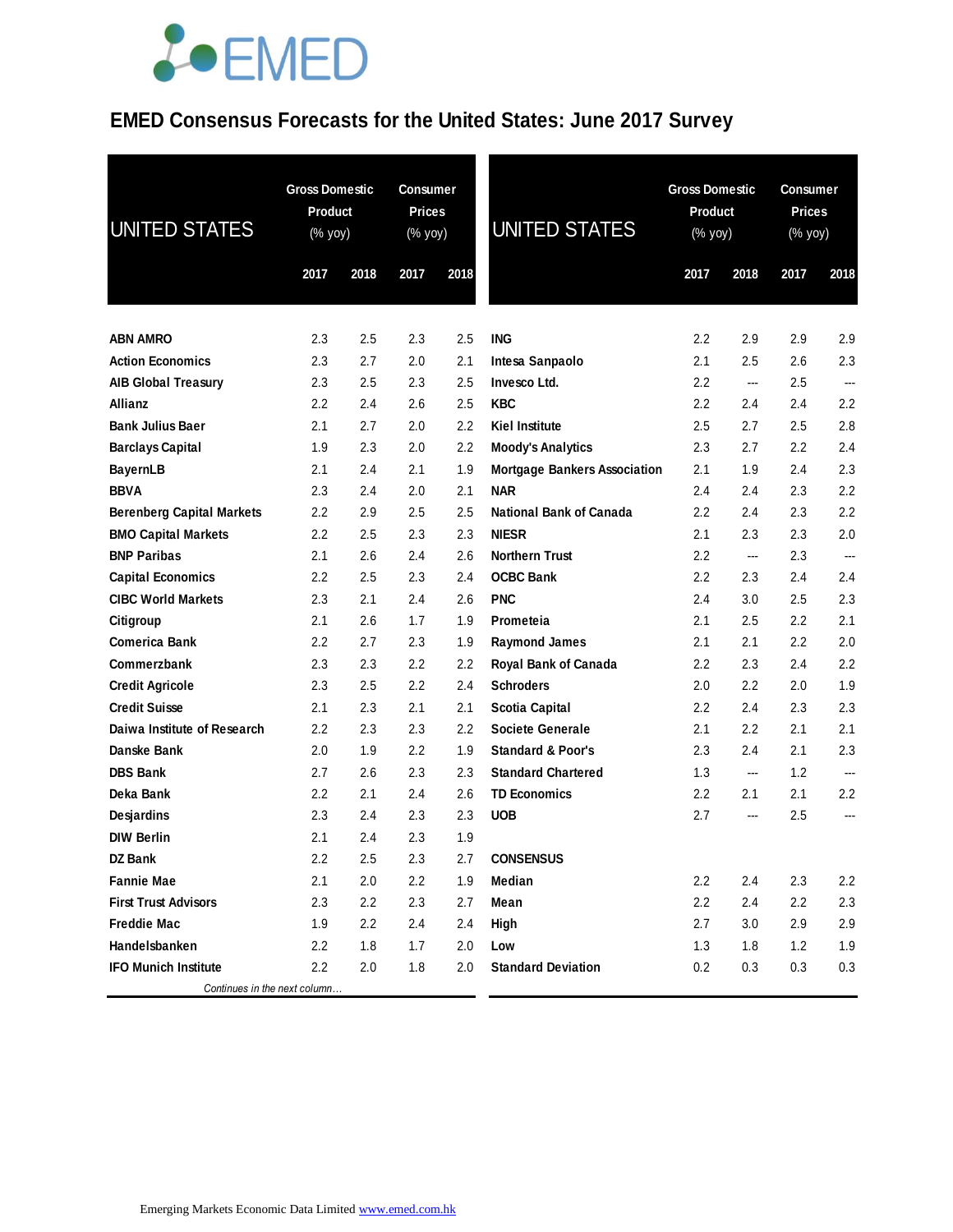# EMED Consensus Forecasts for the United States: June 2017 Survey

| UNITED STATES | Gross Domestic Product (% yoy) | | Consumer Prices (% yoy) | |
|---|---|---|---|---|
| | 2017 | 2018 | 2017 | 2018 |
| **ABN AMRO** | 2.3 | 2.5 | 2.3 | 2.5 |
| **Action Economics** | 2.3 | 2.7 | 2.0 | 2.1 |
| **AIB Global Treasury** | 2.3 | 2.5 | 2.3 | 2.5 |
| **Allianz** | 2.2 | 2.4 | 2.6 | 2.5 |
| **Bank Julius Baer** | 2.1 | 2.7 | 2.0 | 2.2 |
| **Barclays Capital** | 1.9 | 2.3 | 2.0 | 2.2 |
| **BayernLB** | 2.1 | 2.4 | 2.1 | 1.9 |
| **BBVA** | 2.3 | 2.4 | 2.0 | 2.1 |
| **Berenberg Capital Markets** | 2.2 | 2.9 | 2.5 | 2.5 |
| **BMO Capital Markets** | 2.2 | 2.5 | 2.3 | 2.3 |
| **BNP Paribas** | 2.1 | 2.6 | 2.4 | 2.6 |
| **Capital Economics** | 2.2 | 2.5 | 2.3 | 2.4 |
| **CIBC World Markets** | 2.3 | 2.1 | 2.4 | 2.6 |
| **Citigroup** | 2.1 | 2.6 | 1.7 | 1.9 |
| **Comerica Bank** | 2.2 | 2.7 | 2.3 | 1.9 |
| **Commerzbank** | 2.3 | 2.3 | 2.2 | 2.2 |
| **Credit Agricole** | 2.3 | 2.5 | 2.2 | 2.4 |
| **Credit Suisse** | 2.1 | 2.3 | 2.1 | 2.1 |
| **Daiwa Institute of Research** | 2.2 | 2.3 | 2.3 | 2.2 |
| **Danske Bank** | 2.0 | 1.9 | 2.2 | 1.9 |
| **DBS Bank** | 2.7 | 2.6 | 2.3 | 2.3 |
| **Deka Bank** | 2.2 | 2.1 | 2.4 | 2.6 |
| **Desjardins** | 2.3 | 2.4 | 2.3 | 2.3 |
| **DIW Berlin** | 2.1 | 2.4 | 2.3 | 1.9 |
| **DZ Bank** | 2.2 | 2.5 | 2.3 | 2.7 |
| **Fannie Mae** | 2.1 | 2.0 | 2.2 | 1.9 |
| **First Trust Advisors** | 2.3 | 2.2 | 2.3 | 2.7 |
| **Freddie Mac** | 1.9 | 2.2 | 2.4 | 2.4 |
| **Handelsbanken** | 2.2 | 1.8 | 1.7 | 2.0 |
| **IFO Munich Institute** | 2.2 | 2.0 | 1.8 | 2.0 |
| **ING** | 2.2 | 2.9 | 2.9 | 2.9 |
| **Intesa Sanpaolo** | 2.1 | 2.5 | 2.6 | 2.3 |
| **Invesco Ltd.** | 2.2 | --- | 2.5 | --- |
| **KBC** | 2.2 | 2.4 | 2.4 | 2.2 |
| **Kiel Institute** | 2.5 | 2.7 | 2.5 | 2.8 |
| **Moody's Analytics** | 2.3 | 2.7 | 2.2 | 2.4 |
| **Mortgage Bankers Association** | 2.1 | 1.9 | 2.4 | 2.3 |
| **NAR** | 2.4 | 2.4 | 2.3 | 2.2 |
| **National Bank of Canada** | 2.2 | 2.4 | 2.3 | 2.2 |
| **NIESR** | 2.1 | 2.3 | 2.3 | 2.0 |
| **Northern Trust** | 2.2 | --- | 2.3 | --- |
| **OCBC Bank** | 2.2 | 2.3 | 2.4 | 2.4 |
| **PNC** | 2.4 | 3.0 | 2.5 | 2.3 |
| **Prometeia** | 2.1 | 2.5 | 2.2 | 2.1 |
| **Raymond James** | 2.1 | 2.1 | 2.2 | 2.0 |
| **Royal Bank of Canada** | 2.2 | 2.3 | 2.4 | 2.2 |
| **Schroders** | 2.0 | 2.2 | 2.0 | 1.9 |
| **Scotia Capital** | 2.2 | 2.4 | 2.3 | 2.3 |
| **Societe Generale** | 2.1 | 2.2 | 2.1 | 2.1 |
| **Standard & Poor's** | 2.3 | 2.4 | 2.1 | 2.3 |
| **Standard Chartered** | 1.3 | --- | 1.2 | --- |
| **TD Economics** | 2.2 | 2.1 | 2.1 | 2.2 |
| **UOB** | 2.7 | --- | 2.5 | --- |
| **CONSENSUS** | | | | |
| **Median** | 2.2 | 2.4 | 2.3 | 2.2 |
| **Mean** | 2.2 | 2.4 | 2.2 | 2.3 |
| **High** | 2.7 | 3.0 | 2.9 | 2.9 |
| **Low** | 1.3 | 1.8 | 1.2 | 1.9 |
| **Standard Deviation** | 0.2 | 0.3 | 0.3 | 0.3 |

*Continues in the next column…*

Emerging Markets Economic Data Limited www.emed.com.hk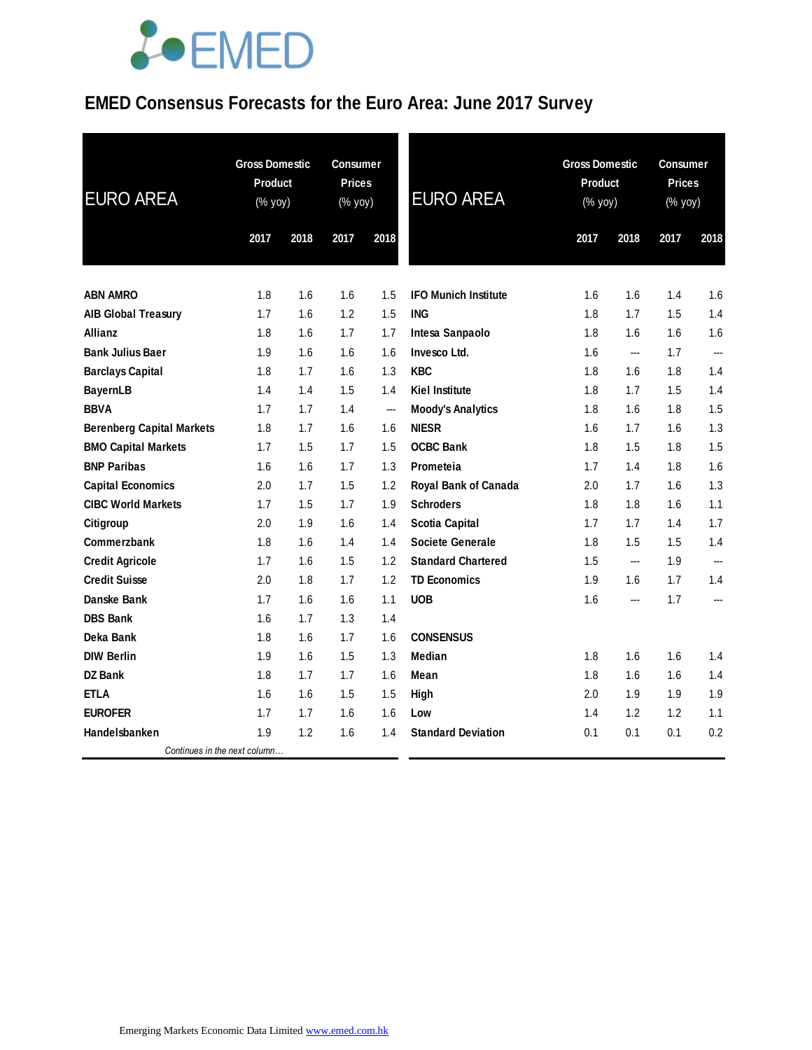# EMED Consensus Forecasts for the Euro Area: June 2017 Survey

| EURO AREA | Gross Domestic Product (% yoy) | | Consumer Prices (% yoy) | |
|---|---|---|---|---|
| | 2017 | 2018 | 2017 | 2018 |
| **ABN AMRO** | 1.8 | 1.6 | 1.6 | 1.5 |
| **AIB Global Treasury** | 1.7 | 1.6 | 1.2 | 1.5 |
| **Allianz** | 1.8 | 1.6 | 1.7 | 1.7 |
| **Bank Julius Baer** | 1.9 | 1.6 | 1.6 | 1.6 |
| **Barclays Capital** | 1.8 | 1.7 | 1.6 | 1.3 |
| **BayernLB** | 1.4 | 1.4 | 1.5 | 1.4 |
| **BBVA** | 1.7 | 1.7 | 1.4 | --- |
| **Berenberg Capital Markets** | 1.8 | 1.7 | 1.6 | 1.6 |
| **BMO Capital Markets** | 1.7 | 1.5 | 1.7 | 1.5 |
| **BNP Paribas** | 1.6 | 1.6 | 1.7 | 1.3 |
| **Capital Economics** | 2.0 | 1.7 | 1.5 | 1.2 |
| **CIBC World Markets** | 1.7 | 1.5 | 1.7 | 1.9 |
| **Citigroup** | 2.0 | 1.9 | 1.6 | 1.4 |
| **Commerzbank** | 1.8 | 1.6 | 1.4 | 1.4 |
| **Credit Agricole** | 1.7 | 1.6 | 1.5 | 1.2 |
| **Credit Suisse** | 2.0 | 1.8 | 1.7 | 1.2 |
| **Danske Bank** | 1.7 | 1.6 | 1.6 | 1.1 |
| **DBS Bank** | 1.6 | 1.7 | 1.3 | 1.4 |
| **Deka Bank** | 1.8 | 1.6 | 1.7 | 1.6 |
| **DIW Berlin** | 1.9 | 1.6 | 1.5 | 1.3 |
| **DZ Bank** | 1.8 | 1.7 | 1.7 | 1.6 |
| **ETLA** | 1.6 | 1.6 | 1.5 | 1.5 |
| **EUROFER** | 1.7 | 1.7 | 1.6 | 1.6 |
| **Handelsbanken** | 1.9 | 1.2 | 1.6 | 1.4 |
| **IFO Munich Institute** | 1.6 | 1.6 | 1.4 | 1.6 |
| **ING** | 1.8 | 1.7 | 1.5 | 1.4 |
| **Intesa Sanpaolo** | 1.8 | 1.6 | 1.6 | 1.6 |
| **Invesco Ltd.** | 1.6 | --- | 1.7 | --- |
| **KBC** | 1.8 | 1.6 | 1.8 | 1.4 |
| **Kiel Institute** | 1.8 | 1.7 | 1.5 | 1.4 |
| **Moody's Analytics** | 1.8 | 1.6 | 1.8 | 1.5 |
| **NIESR** | 1.6 | 1.7 | 1.6 | 1.3 |
| **OCBC Bank** | 1.8 | 1.5 | 1.8 | 1.5 |
| **Prometeia** | 1.7 | 1.4 | 1.8 | 1.6 |
| **Royal Bank of Canada** | 2.0 | 1.7 | 1.6 | 1.3 |
| **Schroders** | 1.8 | 1.8 | 1.6 | 1.1 |
| **Scotia Capital** | 1.7 | 1.7 | 1.4 | 1.7 |
| **Societe Generale** | 1.8 | 1.5 | 1.5 | 1.4 |
| **Standard Chartered** | 1.5 | --- | 1.9 | --- |
| **TD Economics** | 1.9 | 1.6 | 1.7 | 1.4 |
| **UOB** | 1.6 | --- | 1.7 | --- |
| **CONSENSUS** | | | | |
| **Median** | 1.8 | 1.6 | 1.6 | 1.4 |
| **Mean** | 1.8 | 1.6 | 1.6 | 1.4 |
| **High** | 2.0 | 1.9 | 1.9 | 1.9 |
| **Low** | 1.4 | 1.2 | 1.2 | 1.1 |
| **Standard Deviation** | 0.1 | 0.1 | 0.1 | 0.2 |

Emerging Markets Economic Data Limited www.emed.com.hk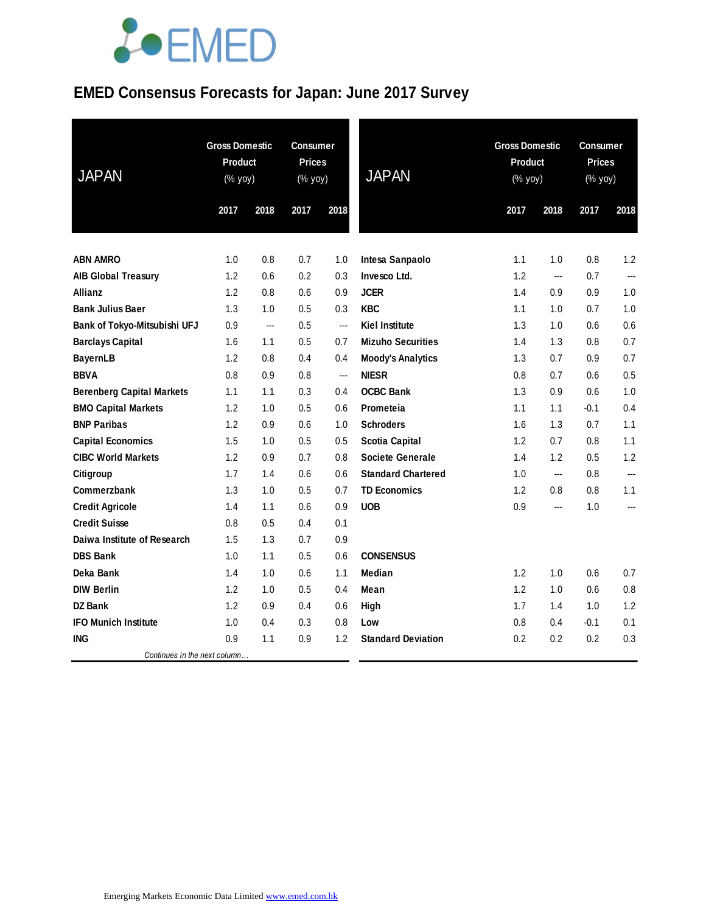EMED

# EMED Consensus Forecasts for Japan: June 2017 Survey

| JAPAN | Gross Domestic Product (% yoy) | | Consumer Prices (% yoy) | |
|---|---|---|---|---|
| | 2017 | 2018 | 2017 | 2018 |
| **ABN AMRO** | 1.0 | 0.8 | 0.7 | 1.0 |
| **AIB Global Treasury** | 1.2 | 0.6 | 0.2 | 0.3 |
| **Allianz** | 1.2 | 0.8 | 0.6 | 0.9 |
| **Bank Julius Baer** | 1.3 | 1.0 | 0.5 | 0.3 |
| **Bank of Tokyo-Mitsubishi UFJ** | 0.9 | --- | 0.5 | --- |
| **Barclays Capital** | 1.6 | 1.1 | 0.5 | 0.7 |
| **BayernLB** | 1.2 | 0.8 | 0.4 | 0.4 |
| **BBVA** | 0.8 | 0.9 | 0.8 | --- |
| **Berenberg Capital Markets** | 1.1 | 1.1 | 0.3 | 0.4 |
| **BMO Capital Markets** | 1.2 | 1.0 | 0.5 | 0.6 |
| **BNP Paribas** | 1.2 | 0.9 | 0.6 | 1.0 |
| **Capital Economics** | 1.5 | 1.0 | 0.5 | 0.5 |
| **CIBC World Markets** | 1.2 | 0.9 | 0.7 | 0.8 |
| **Citigroup** | 1.7 | 1.4 | 0.6 | 0.6 |
| **Commerzbank** | 1.3 | 1.0 | 0.5 | 0.7 |
| **Credit Agricole** | 1.4 | 1.1 | 0.6 | 0.9 |
| **Credit Suisse** | 0.8 | 0.5 | 0.4 | 0.1 |
| **Daiwa Institute of Research** | 1.5 | 1.3 | 0.7 | 0.9 |
| **DBS Bank** | 1.0 | 1.1 | 0.5 | 0.6 |
| **Deka Bank** | 1.4 | 1.0 | 0.6 | 1.1 |
| **DIW Berlin** | 1.2 | 1.0 | 0.5 | 0.4 |
| **DZ Bank** | 1.2 | 0.9 | 0.4 | 0.6 |
| **IFO Munich Institute** | 1.0 | 0.4 | 0.3 | 0.8 |
| **ING** | 0.9 | 1.1 | 0.9 | 1.2 |
| **Intesa Sanpaolo** | 1.1 | 1.0 | 0.8 | 1.2 |
| **Invesco Ltd.** | 1.2 | --- | 0.7 | --- |
| **JCER** | 1.4 | 0.9 | 0.9 | 1.0 |
| **KBC** | 1.1 | 1.0 | 0.7 | 1.0 |
| **Kiel Institute** | 1.3 | 1.0 | 0.6 | 0.6 |
| **Mizuho Securities** | 1.4 | 1.3 | 0.8 | 0.7 |
| **Moody's Analytics** | 1.3 | 0.7 | 0.9 | 0.7 |
| **NIESR** | 0.8 | 0.7 | 0.6 | 0.5 |
| **OCBC Bank** | 1.3 | 0.9 | 0.6 | 1.0 |
| **Prometeia** | 1.1 | 1.1 | -0.1 | 0.4 |
| **Schroders** | 1.6 | 1.3 | 0.7 | 1.1 |
| **Scotia Capital** | 1.2 | 0.7 | 0.8 | 1.1 |
| **Societe Generale** | 1.4 | 1.2 | 0.5 | 1.2 |
| **Standard Chartered** | 1.0 | --- | 0.8 | --- |
| **TD Economics** | 1.2 | 0.8 | 0.8 | 1.1 |
| **UOB** | 0.9 | --- | 1.0 | --- |
| **CONSENSUS** | | | | |
| **Median** | 1.2 | 1.0 | 0.6 | 0.7 |
| **Mean** | 1.2 | 1.0 | 0.6 | 0.8 |
| **High** | 1.7 | 1.4 | 1.0 | 1.2 |
| **Low** | 0.8 | 0.4 | -0.1 | 0.1 |
| **Standard Deviation** | 0.2 | 0.2 | 0.2 | 0.3 |

*Continues in the next column…*

Emerging Markets Economic Data Limited www.emed.com.hk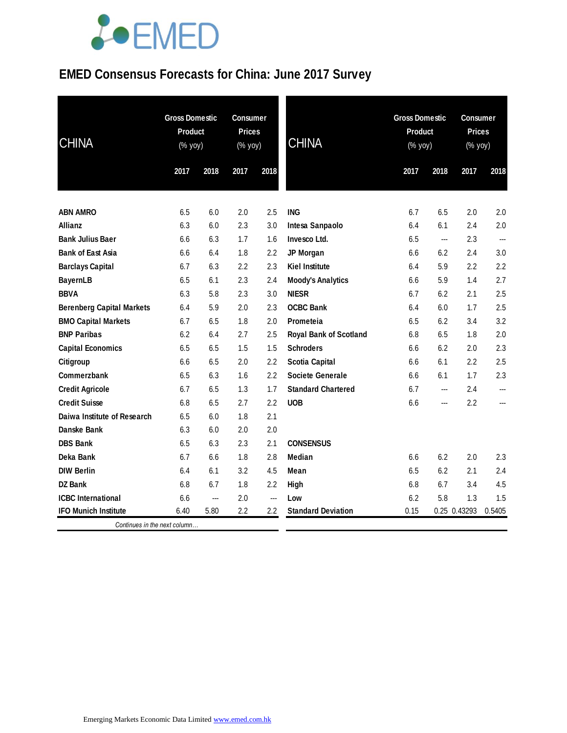# EMED Consensus Forecasts for China: June 2017 Survey

| CHINA | Gross Domestic Product (% yoy) | | Consumer Prices (% yoy) | |
|---|---|---|---|---|
| | 2017 | 2018 | 2017 | 2018 |
| **ABN AMRO** | 6.5 | 6.0 | 2.0 | 2.5 |
| **Allianz** | 6.3 | 6.0 | 2.3 | 3.0 |
| **Bank Julius Baer** | 6.6 | 6.3 | 1.7 | 1.6 |
| **Bank of East Asia** | 6.6 | 6.4 | 1.8 | 2.2 |
| **Barclays Capital** | 6.7 | 6.3 | 2.2 | 2.3 |
| **BayernLB** | 6.5 | 6.1 | 2.3 | 2.4 |
| **BBVA** | 6.3 | 5.8 | 2.3 | 3.0 |
| **Berenberg Capital Markets** | 6.4 | 5.9 | 2.0 | 2.3 |
| **BMO Capital Markets** | 6.7 | 6.5 | 1.8 | 2.0 |
| **BNP Paribas** | 6.2 | 6.4 | 2.7 | 2.5 |
| **Capital Economics** | 6.5 | 6.5 | 1.5 | 1.5 |
| **Citigroup** | 6.6 | 6.5 | 2.0 | 2.2 |
| **Commerzbank** | 6.5 | 6.3 | 1.6 | 2.2 |
| **Credit Agricole** | 6.7 | 6.5 | 1.3 | 1.7 |
| **Credit Suisse** | 6.8 | 6.5 | 2.7 | 2.2 |
| **Daiwa Institute of Research** | 6.5 | 6.0 | 1.8 | 2.1 |
| **Danske Bank** | 6.3 | 6.0 | 2.0 | 2.0 |
| **DBS Bank** | 6.5 | 6.3 | 2.3 | 2.1 |
| **Deka Bank** | 6.7 | 6.6 | 1.8 | 2.8 |
| **DIW Berlin** | 6.4 | 6.1 | 3.2 | 4.5 |
| **DZ Bank** | 6.8 | 6.7 | 1.8 | 2.2 |
| **ICBC International** | 6.6 | --- | 2.0 | --- |
| **IFO Munich Institute** | 6.40 | 5.80 | 2.2 | 2.2 |
| **ING** | 6.7 | 6.5 | 2.0 | 2.0 |
| **Intesa Sanpaolo** | 6.4 | 6.1 | 2.4 | 2.0 |
| **Invesco Ltd.** | 6.5 | --- | 2.3 | --- |
| **JP Morgan** | 6.6 | 6.2 | 2.4 | 3.0 |
| **Kiel Institute** | 6.4 | 5.9 | 2.2 | 2.2 |
| **Moody's Analytics** | 6.6 | 5.9 | 1.4 | 2.7 |
| **NIESR** | 6.7 | 6.2 | 2.1 | 2.5 |
| **OCBC Bank** | 6.4 | 6.0 | 1.7 | 2.5 |
| **Prometeia** | 6.5 | 6.2 | 3.4 | 3.2 |
| **Royal Bank of Scotland** | 6.8 | 6.5 | 1.8 | 2.0 |
| **Schroders** | 6.6 | 6.2 | 2.0 | 2.3 |
| **Scotia Capital** | 6.6 | 6.1 | 2.2 | 2.5 |
| **Societe Generale** | 6.6 | 6.1 | 1.7 | 2.3 |
| **Standard Chartered** | 6.7 | --- | 2.4 | --- |
| **UOB** | 6.6 | --- | 2.2 | --- |
| **CONSENSUS** | | | | |
| **Median** | 6.6 | 6.2 | 2.0 | 2.3 |
| **Mean** | 6.5 | 6.2 | 2.1 | 2.4 |
| **High** | 6.8 | 6.7 | 3.4 | 4.5 |
| **Low** | 6.2 | 5.8 | 1.3 | 1.5 |
| **Standard Deviation** | 0.15 | 0.25 | 0.43293 | 0.5405 |

*Continues in the next column…*

Emerging Markets Economic Data Limited www.emed.com.hk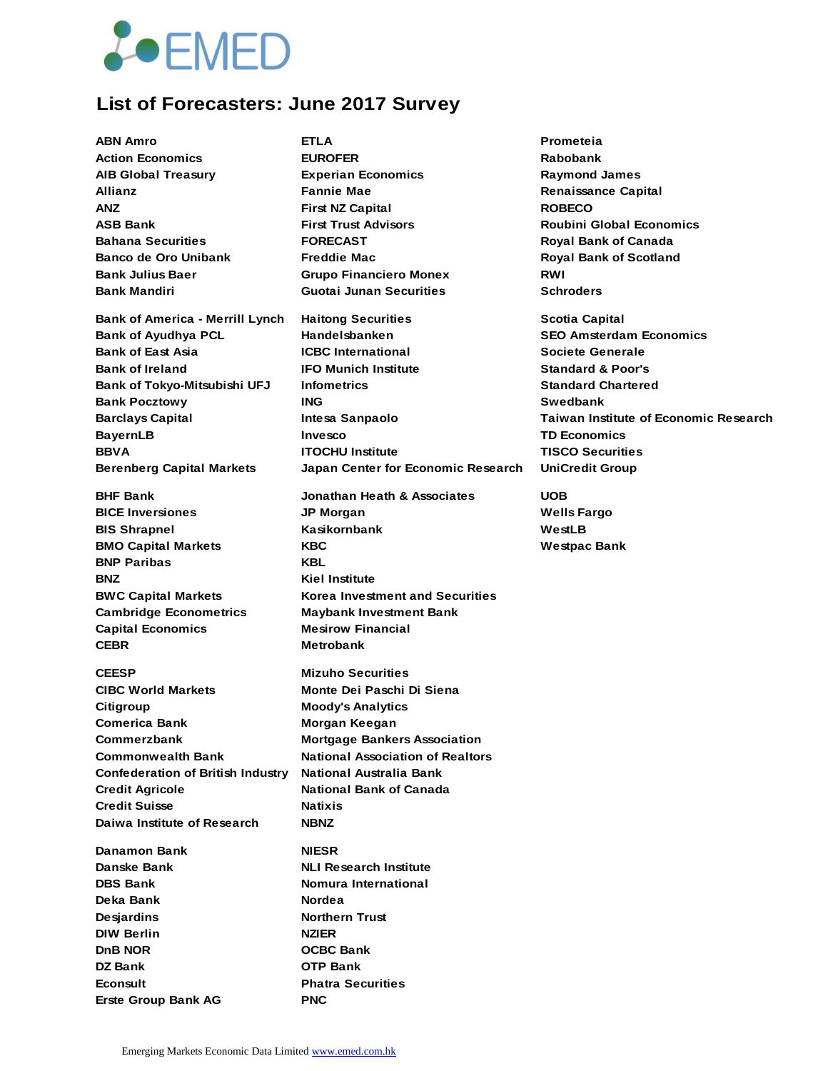EMED

# List of Forecasters: June 2017 Survey

**ABN Amro**
**Action Economics**
**AIB Global Treasury**
**Allianz**
**ANZ**
**ASB Bank**
**Bahana Securities**
**Banco de Oro Unibank**
**Bank Julius Baer**
**Bank Mandiri**

**Bank of America - Merrill Lynch**
**Bank of Ayudhya PCL**
**Bank of East Asia**
**Bank of Ireland**
**Bank of Tokyo-Mitsubishi UFJ**
**Bank Pocztowy**
**Barclays Capital**
**BayernLB**
**BBVA**
**Berenberg Capital Markets**

**BHF Bank**
**BICE Inversiones**
**BIS Shrapnel**
**BMO Capital Markets**
**BNP Paribas**
**BNZ**
**BWC Capital Markets**
**Cambridge Econometrics**
**Capital Economics**
**CEBR**

**CEESP**
**CIBC World Markets**
**Citigroup**
**Comerica Bank**
**Commerzbank**
**Commonwealth Bank**
**Confederation of British Industry**
**Credit Agricole**
**Credit Suisse**
**Daiwa Institute of Research**

**Danamon Bank**
**Danske Bank**
**DBS Bank**
**Deka Bank**
**Desjardins**
**DIW Berlin**
**DnB NOR**
**DZ Bank**
**Econsult**
**Erste Group Bank AG**

**ETLA**
**EUROFER**
**Experian Economics**
**Fannie Mae**
**First NZ Capital**
**First Trust Advisors**
**FORECAST**
**Freddie Mac**
**Grupo Financiero Monex**
**Guotai Junan Securities**

**Haitong Securities**
**Handelsbanken**
**ICBC International**
**IFO Munich Institute**
**Infometrics**
**ING**
**Intesa Sanpaolo**
**Invesco**
**ITOCHU Institute**
**Japan Center for Economic Research**

**Jonathan Heath & Associates**
**JP Morgan**
**Kasikornbank**
**KBC**
**KBL**
**Kiel Institute**
**Korea Investment and Securities**
**Maybank Investment Bank**
**Mesirow Financial**
**Metrobank**

**Mizuho Securities**
**Monte Dei Paschi Di Siena**
**Moody's Analytics**
**Morgan Keegan**
**Mortgage Bankers Association**
**National Association of Realtors**
**National Australia Bank**
**National Bank of Canada**
**Natixis**
**NBNZ**

**NIESR**
**NLI Research Institute**
**Nomura International**
**Nordea**
**Northern Trust**
**NZIER**
**OCBC Bank**
**OTP Bank**
**Phatra Securities**
**PNC**

**Prometeia**
**Rabobank**
**Raymond James**
**Renaissance Capital**
**ROBECO**
**Roubini Global Economics**
**Royal Bank of Canada**
**Royal Bank of Scotland**
**RWI**
**Schroders**

**Scotia Capital**
**SEO Amsterdam Economics**
**Societe Generale**
**Standard & Poor's**
**Standard Chartered**
**Swedbank**
**Taiwan Institute of Economic Research**
**TD Economics**
**TISCO Securities**
**UniCredit Group**

**UOB**
**Wells Fargo**
**WestLB**
**Westpac Bank**

Emerging Markets Economic Data Limited www.emed.com.hk